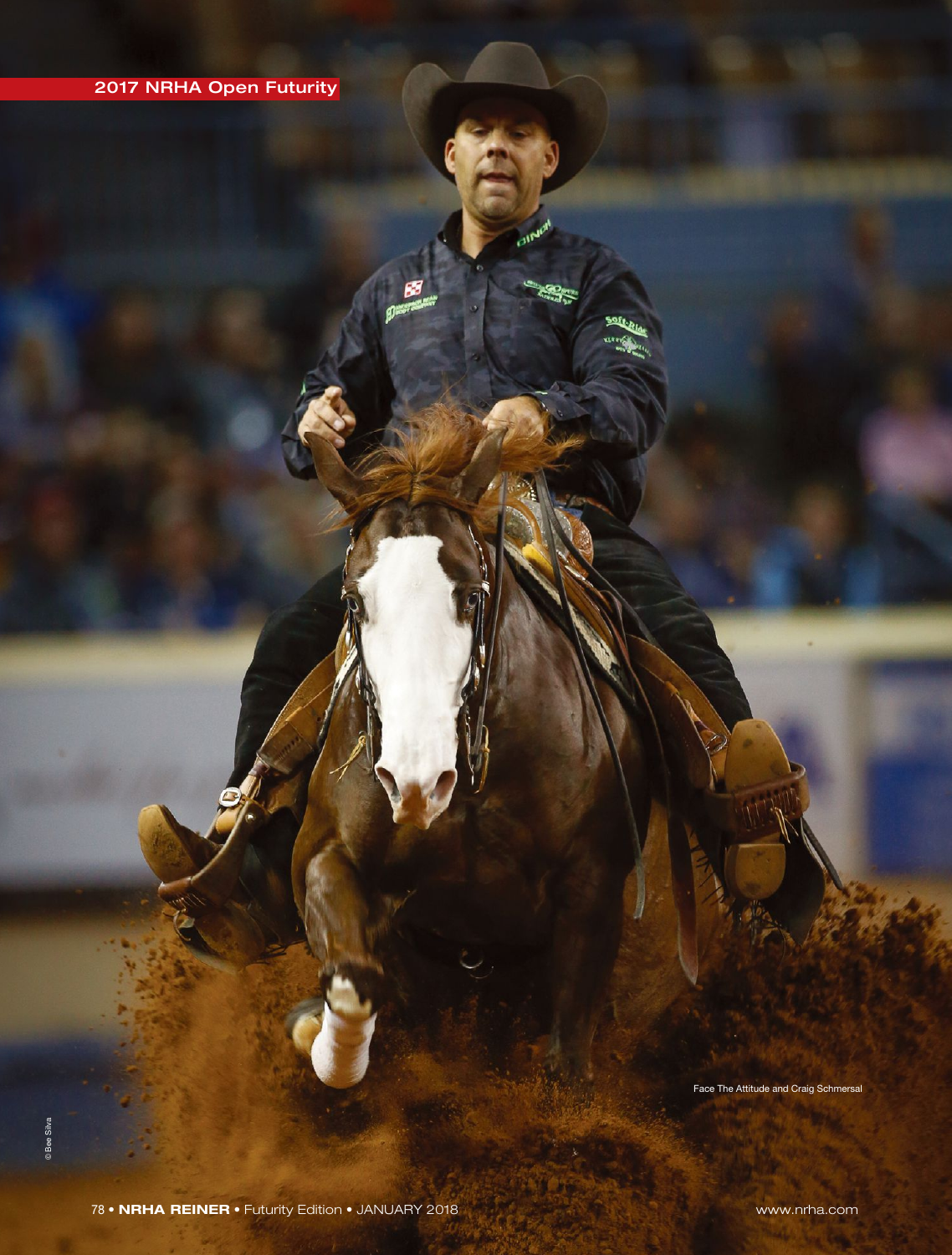2017 NRHA Open Futurity

Face The Attitude and Craig Schmersal

© Bee Silva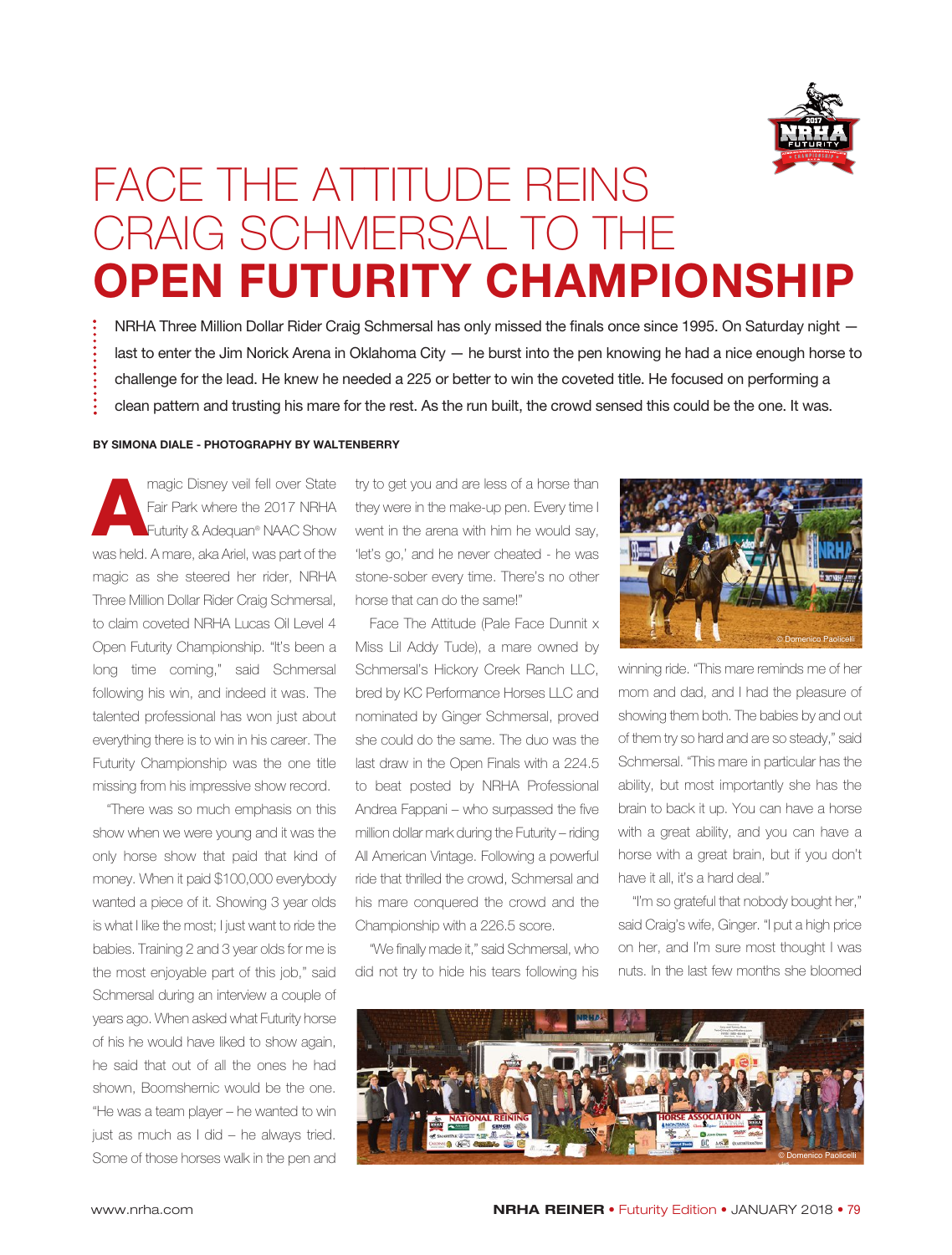# FACE THE ATTITUDE REINS CRAIG SCHMERSAL TO THE **OPEN FUTURITY CHAMPIONSHIP**

NRHA Three Million Dollar Rider Craig Schmersal has only missed the finals once since 1995. On Saturday night — last to enter the Jim Norick Arena in Oklahoma City — he burst into the pen knowing he had a nice enough horse to challenge for the lead. He knew he needed a 225 or better to win the coveted title. He focused on performing a clean pattern and trusting his mare for the rest. As the run built, the crowd sensed this could be the one. It was.

**BY SIMONA DIALE - PHOTOGRAPHY BY WALTENBERRY**

A magic Disney veil fell over State Fair Park where the 2017 NRHA Futurity & Adequan® NAAC Show was held. A mare, aka Ariel, was part of the magic as she steered her rider, NRHA Three Million Dollar Rider Craig Schmersal, to claim coveted NRHA Lucas Oil Level 4 Open Futurity Championship. "It's been a long time coming," said Schmersal following his win, and indeed it was. The talented professional has won just about everything there is to win in his career. The Futurity Championship was the one title missing from his impressive show record.

"There was so much emphasis on this show when we were young and it was the only horse show that paid that kind of money. When it paid $100,000 everybody wanted a piece of it. Showing 3 year olds is what I like the most; I just want to ride the babies. Training 2 and 3 year olds for me is the most enjoyable part of this job," said Schmersal during an interview a couple of years ago. When asked what Futurity horse of his he would have liked to show again, he said that out of all the ones he had shown, Boomshernic would be the one. "He was a team player – he wanted to win just as much as I did – he always tried. Some of those horses walk in the pen and try to get you and are less of a horse than they were in the make-up pen. Every time I went in the arena with him he would say, 'let's go,' and he never cheated - he was stone-sober every time. There's no other horse that can do the same!"

Face The Attitude (Pale Face Dunnit x Miss Lil Addy Tude), a mare owned by Schmersal's Hickory Creek Ranch LLC, bred by KC Performance Horses LLC and nominated by Ginger Schmersal, proved she could do the same. The duo was the last draw in the Open Finals with a 224.5 to beat posted by NRHA Professional Andrea Fappani – who surpassed the five million dollar mark during the Futurity – riding All American Vintage. Following a powerful ride that thrilled the crowd, Schmersal and his mare conquered the crowd and the Championship with a 226.5 score.

"We finally made it," said Schmersal, who did not try to hide his tears following his winning ride. "This mare reminds me of her mom and dad, and I had the pleasure of showing them both. The babies by and out of them try so hard and are so steady," said Schmersal. "This mare in particular has the ability, but most importantly she has the brain to back it up. You can have a horse with a great ability, and you can have a horse with a great brain, but if you don't have it all, it's a hard deal."

"I'm so grateful that nobody bought her," said Craig's wife, Ginger. "I put a high price on her, and I'm sure most thought I was nuts. In the last few months she bloomed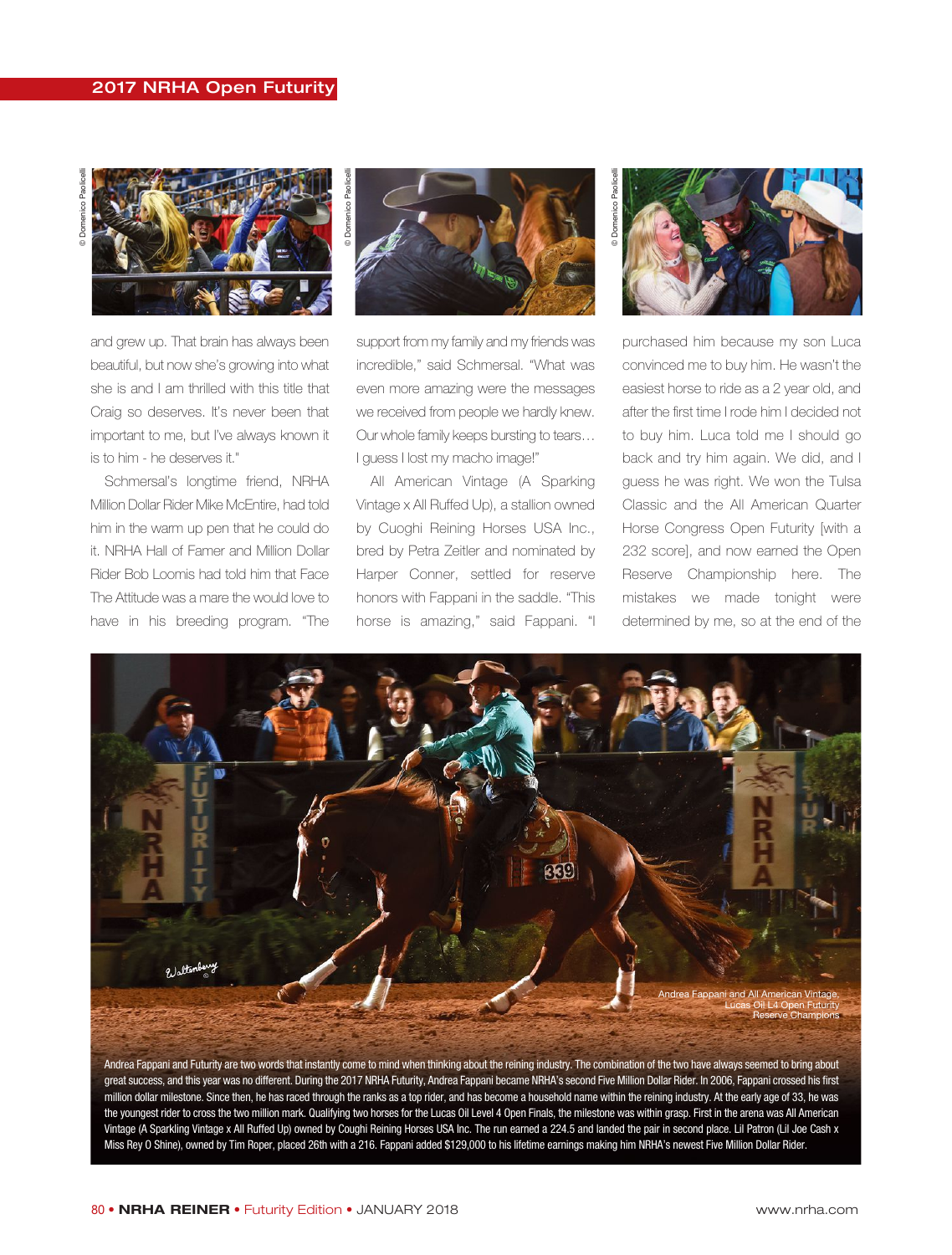and grew up. That brain has always been beautiful, but now she's growing into what she is and I am thrilled with this title that Craig so deserves. It's never been that important to me, but I've always known it is to him - he deserves it."

Schmersal's longtime friend, NRHA Million Dollar Rider Mike McEntire, had told him in the warm up pen that he could do it. NRHA Hall of Famer and Million Dollar Rider Bob Loomis had told him that Face The Attitude was a mare the would love to have in his breeding program. "The support from my family and my friends was incredible," said Schmersal. "What was even more amazing were the messages we received from people we hardly knew. Our whole family keeps bursting to tears… I guess I lost my macho image!"

All American Vintage (A Sparking Vintage x All Ruffed Up), a stallion owned by Cuoghi Reining Horses USA Inc., bred by Petra Zeitler and nominated by Harper Conner, settled for reserve honors with Fappani in the saddle. "This horse is amazing," said Fappani. "I purchased him because my son Luca convinced me to buy him. He wasn't the easiest horse to ride as a 2 year old, and after the first time I rode him I decided not to buy him. Luca told me I should go back and try him again. We did, and I guess he was right. We won the Tulsa Classic and the All American Quarter Horse Congress Open Futurity [with a 232 score], and now earned the Open Reserve Championship here. The mistakes we made tonight were determined by me, so at the end of the

Andrea Fappani and All American Vintage, Lucas Oil L4 Open Futurity Reserve Champions

Andrea Fappani and Futurity are two words that instantly come to mind when thinking about the reining industry. The combination of the two have always seemed to bring about great success, and this year was no different. During the 2017 NRHA Futurity, Andrea Fappani became NRHA's second Five Million Dollar Rider. In 2006, Fappani crossed his first million dollar milestone. Since then, he has raced through the ranks as a top rider, and has become a household name within the reining industry. At the early age of 33, he was the youngest rider to cross the two million mark. Qualifying two horses for the Lucas Oil Level 4 Open Finals, the milestone was within grasp. First in the arena was All American Vintage (A Sparkling Vintage x All Ruffed Up) owned by Coughi Reining Horses USA Inc. The run earned a 224.5 and landed the pair in second place. Lil Patron (Lil Joe Cash x Miss Rey O Shine), owned by Tim Roper, placed 26th with a 216. Fappani added $129,000 to his lifetime earnings making him NRHA's newest Five Million Dollar Rider.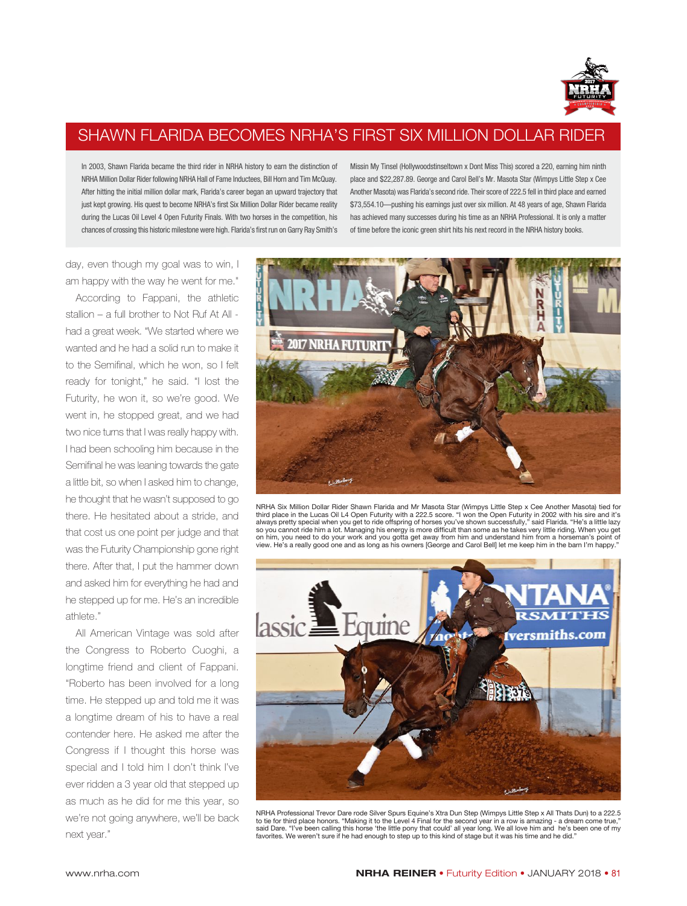## SHAWN FLARIDA BECOMES NRHA'S FIRST SIX MILLION DOLLAR RIDER

In 2003, Shawn Flarida became the third rider in NRHA history to earn the distinction of NRHA Million Dollar Rider following NRHA Hall of Fame Inductees, Bill Horn and Tim McQuay. After hitting the initial million dollar mark, Flarida's career began an upward trajectory that just kept growing. His quest to become NRHA's first Six Million Dollar Rider became reality during the Lucas Oil Level 4 Open Futurity Finals. With two horses in the competition, his chances of crossing this historic milestone were high. Flarida's first run on Garry Ray Smith's Missin My Tinsel (Hollywoodstinseltown x Dont Miss This) scored a 220, earning him ninth place and $22,287.89. George and Carol Bell's Mr. Masota Star (Wimpys Little Step x Cee Another Masota) was Flarida's second ride. Their score of 222.5 fell in third place and earned $73,554.10—pushing his earnings just over six million. At 48 years of age, Shawn Flarida has achieved many successes during his time as an NRHA Professional. It is only a matter of time before the iconic green shirt hits his next record in the NRHA history books.

day, even though my goal was to win, I am happy with the way he went for me."

According to Fappani, the athletic stallion – a full brother to Not Ruf At All - had a great week. "We started where we wanted and he had a solid run to make it to the Semifinal, which he won, so I felt ready for tonight," he said. "I lost the Futurity, he won it, so we're good. We went in, he stopped great, and we had two nice turns that I was really happy with. I had been schooling him because in the Semifinal he was leaning towards the gate a little bit, so when I asked him to change, he thought that he wasn't supposed to go there. He hesitated about a stride, and that cost us one point per judge and that was the Futurity Championship gone right there. After that, I put the hammer down and asked him for everything he had and he stepped up for me. He's an incredible athlete."

All American Vintage was sold after the Congress to Roberto Cuoghi, a longtime friend and client of Fappani. "Roberto has been involved for a long time. He stepped up and told me it was a longtime dream of his to have a real contender here. He asked me after the Congress if I thought this horse was special and I told him I don't think I've ever ridden a 3 year old that stepped up as much as he did for me this year, so we're not going anywhere, we'll be back next year."

NRHA Six Million Dollar Rider Shawn Flarida and Mr Masota Star (Wimpys Little Step x Cee Another Masota) tied for third place in the Lucas Oil L4 Open Futurity with a 222.5 score. "I won the Open Futurity in 2002 with his sire and it's always pretty special when you get to ride offspring of horses you've shown successfully," said Flarida. "He's a little lazy so you cannot ride him a lot. Managing his energy is more difficult than some as he takes very little riding. When you get on him, you need to do your work and you gotta get away from him and understand him from a horseman's point of view. He's a really good one and as long as his owners [George and Carol Bell] let me keep him in the barn I'm happy."

NRHA Professional Trevor Dare rode Silver Spurs Equine's Xtra Dun Step (Wimpys Little Step x All Thats Dun) to a 222.5 to tie for third place honors. "Making it to the Level 4 Final for the second year in a row is amazing - a dream come true," said Dare. "I've been calling this horse 'the little pony that could' all year long. We all love him and he's been one of my favorites. We weren't sure if he had enough to step up to this kind of stage but it was his time and he did."